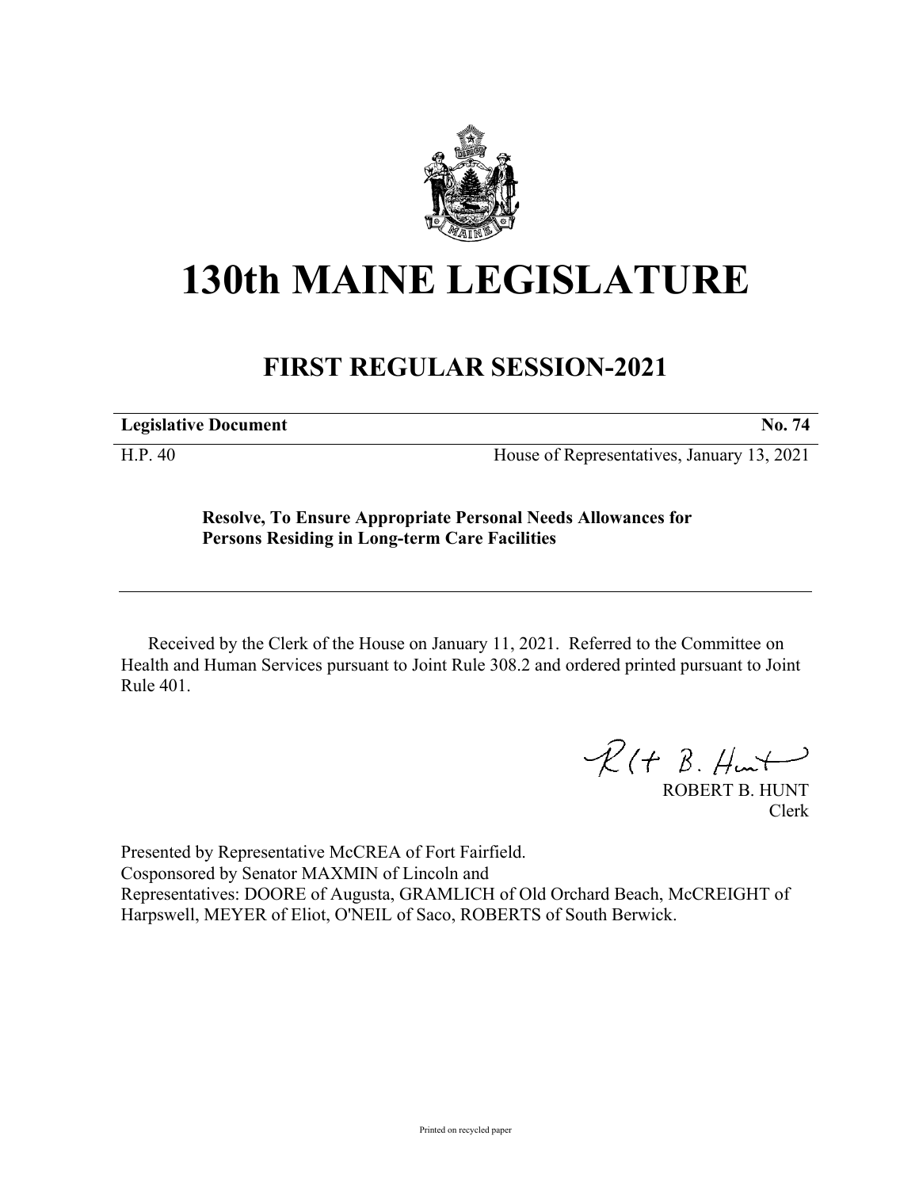# 130th MAINE LEGISLATURE

## FIRST REGULAR SESSION-2021

**Legislative Document** **No. 74**

H.P. 40 House of Representatives, January 13, 2021

**Resolve, To Ensure Appropriate Personal Needs Allowances for Persons Residing in Long-term Care Facilities**

Received by the Clerk of the House on January 11, 2021. Referred to the Committee on Health and Human Services pursuant to Joint Rule 308.2 and ordered printed pursuant to Joint Rule 401.

ROBERT B. HUNT
Clerk

Presented by Representative McCREA of Fort Fairfield.
Cosponsored by Senator MAXMIN of Lincoln and
Representatives: DOORE of Augusta, GRAMLICH of Old Orchard Beach, McCREIGHT of Harpswell, MEYER of Eliot, O'NEIL of Saco, ROBERTS of South Berwick.

Printed on recycled paper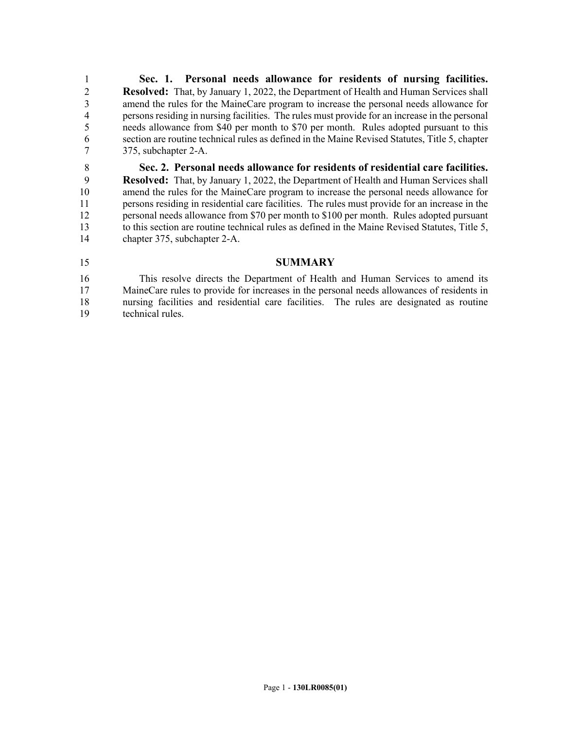**Sec. 1. Personal needs allowance for residents of nursing facilities. Resolved:** That, by January 1, 2022, the Department of Health and Human Services shall amend the rules for the MaineCare program to increase the personal needs allowance for persons residing in nursing facilities. The rules must provide for an increase in the personal needs allowance from $40 per month to $70 per month. Rules adopted pursuant to this section are routine technical rules as defined in the Maine Revised Statutes, Title 5, chapter 375, subchapter 2-A.

**Sec. 2. Personal needs allowance for residents of residential care facilities. Resolved:** That, by January 1, 2022, the Department of Health and Human Services shall amend the rules for the MaineCare program to increase the personal needs allowance for persons residing in residential care facilities. The rules must provide for an increase in the personal needs allowance from $70 per month to $100 per month. Rules adopted pursuant to this section are routine technical rules as defined in the Maine Revised Statutes, Title 5, chapter 375, subchapter 2-A.

## SUMMARY

This resolve directs the Department of Health and Human Services to amend its MaineCare rules to provide for increases in the personal needs allowances of residents in nursing facilities and residential care facilities. The rules are designated as routine technical rules.